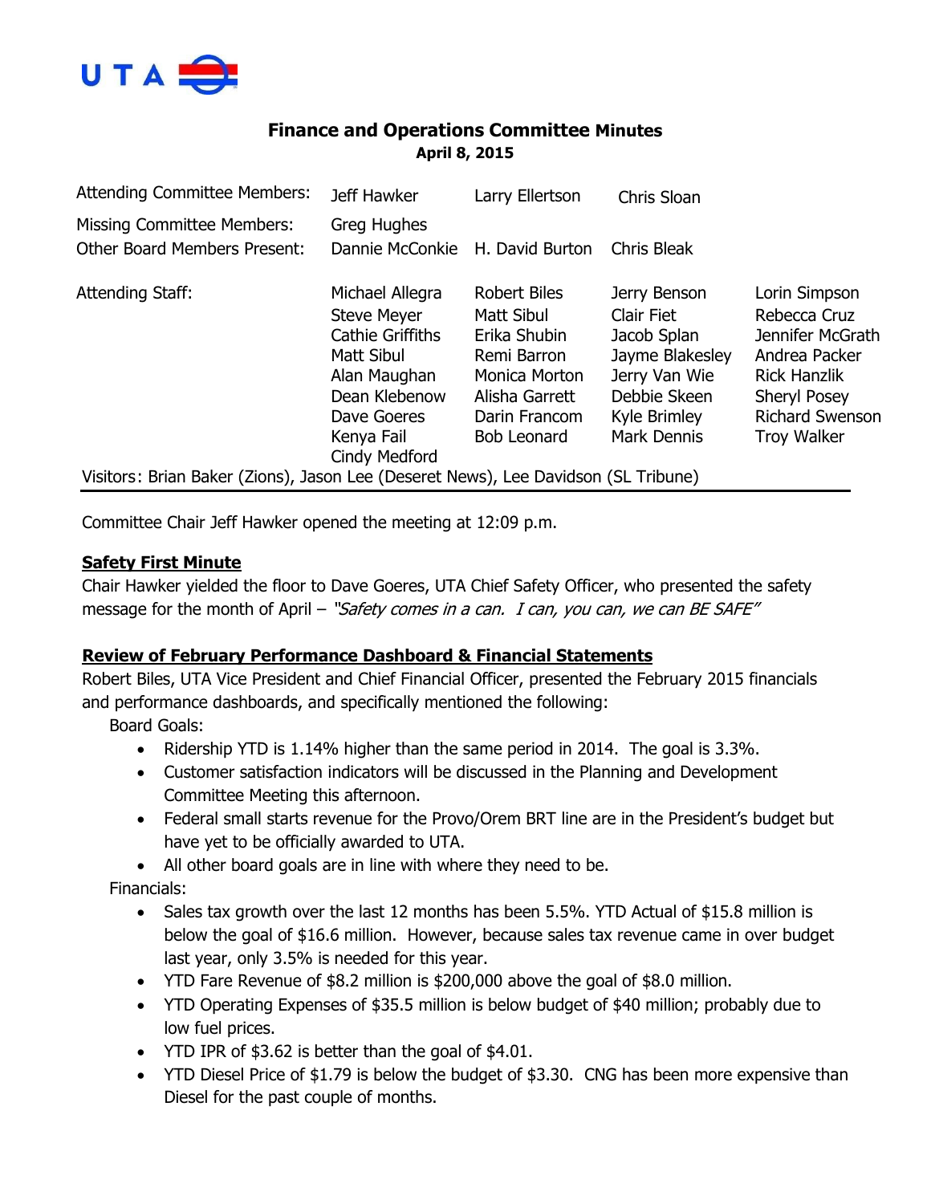# Finance and Operations Committee Minutes

**April 8, 2015**

| | | | | |
|---|---|---|---|---|
| Attending Committee Members: | Jeff Hawker | Larry Ellertson | Chris Sloan | |
| Missing Committee Members: | Greg Hughes | | | |
| Other Board Members Present: | Dannie McConkie | H. David Burton | Chris Bleak | |
| Attending Staff: | Michael Allegra | Robert Biles | Jerry Benson | Lorin Simpson |
| | Steve Meyer | Matt Sibul | Clair Fiet | Rebecca Cruz |
| | Cathie Griffiths | Erika Shubin | Jacob Splan | Jennifer McGrath |
| | Matt Sibul | Remi Barron | Jayme Blakesley | Andrea Packer |
| | Alan Maughan | Monica Morton | Jerry Van Wie | Rick Hanzlik |
| | Dean Klebenow | Alisha Garrett | Debbie Skeen | Sheryl Posey |
| | Dave Goeres | Darin Francom | Kyle Brimley | Richard Swenson |
| | Kenya Fail | Bob Leonard | Mark Dennis | Troy Walker |
| | Cindy Medford | | | |

Visitors: Brian Baker (Zions), Jason Lee (Deseret News), Lee Davidson (SL Tribune)

Committee Chair Jeff Hawker opened the meeting at 12:09 p.m.

**Safety First Minute**

Chair Hawker yielded the floor to Dave Goeres, UTA Chief Safety Officer, who presented the safety message for the month of April – *"Safety comes in a can. I can, you can, we can BE SAFE"*

**Review of February Performance Dashboard & Financial Statements**

Robert Biles, UTA Vice President and Chief Financial Officer, presented the February 2015 financials and performance dashboards, and specifically mentioned the following:

Board Goals:

- Ridership YTD is 1.14% higher than the same period in 2014. The goal is 3.3%.
- Customer satisfaction indicators will be discussed in the Planning and Development Committee Meeting this afternoon.
- Federal small starts revenue for the Provo/Orem BRT line are in the President's budget but have yet to be officially awarded to UTA.
- All other board goals are in line with where they need to be.

Financials:

- Sales tax growth over the last 12 months has been 5.5%. YTD Actual of $15.8 million is below the goal of $16.6 million. However, because sales tax revenue came in over budget last year, only 3.5% is needed for this year.
- YTD Fare Revenue of $8.2 million is $200,000 above the goal of $8.0 million.
- YTD Operating Expenses of $35.5 million is below budget of $40 million; probably due to low fuel prices.
- YTD IPR of $3.62 is better than the goal of $4.01.
- YTD Diesel Price of $1.79 is below the budget of $3.30. CNG has been more expensive than Diesel for the past couple of months.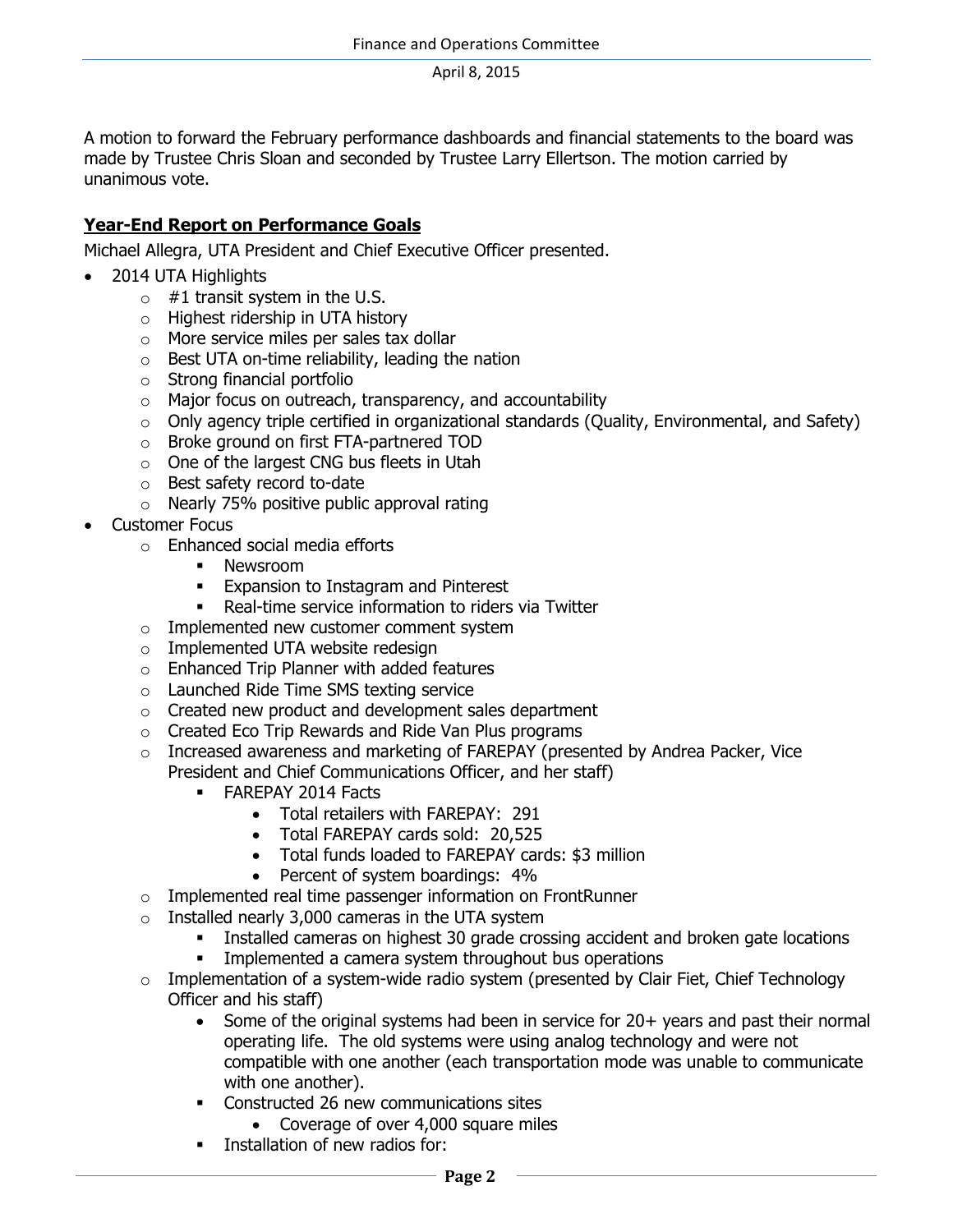A motion to forward the February performance dashboards and financial statements to the board was made by Trustee Chris Sloan and seconded by Trustee Larry Ellertson. The motion carried by unanimous vote.

**Year-End Report on Performance Goals**

Michael Allegra, UTA President and Chief Executive Officer presented.

- 2014 UTA Highlights
  - #1 transit system in the U.S.
  - Highest ridership in UTA history
  - More service miles per sales tax dollar
  - Best UTA on-time reliability, leading the nation
  - Strong financial portfolio
  - Major focus on outreach, transparency, and accountability
  - Only agency triple certified in organizational standards (Quality, Environmental, and Safety)
  - Broke ground on first FTA-partnered TOD
  - One of the largest CNG bus fleets in Utah
  - Best safety record to-date
  - Nearly 75% positive public approval rating
- Customer Focus
  - Enhanced social media efforts
    - Newsroom
    - Expansion to Instagram and Pinterest
    - Real-time service information to riders via Twitter
  - Implemented new customer comment system
  - Implemented UTA website redesign
  - Enhanced Trip Planner with added features
  - Launched Ride Time SMS texting service
  - Created new product and development sales department
  - Created Eco Trip Rewards and Ride Van Plus programs
  - Increased awareness and marketing of FAREPAY (presented by Andrea Packer, Vice President and Chief Communications Officer, and her staff)
    - FAREPAY 2014 Facts
      - Total retailers with FAREPAY: 291
      - Total FAREPAY cards sold: 20,525
      - Total funds loaded to FAREPAY cards: $3 million
      - Percent of system boardings: 4%
  - Implemented real time passenger information on FrontRunner
  - Installed nearly 3,000 cameras in the UTA system
    - Installed cameras on highest 30 grade crossing accident and broken gate locations
    - Implemented a camera system throughout bus operations
  - Implementation of a system-wide radio system (presented by Clair Fiet, Chief Technology Officer and his staff)
    - Some of the original systems had been in service for 20+ years and past their normal operating life. The old systems were using analog technology and were not compatible with one another (each transportation mode was unable to communicate with one another).
    - Constructed 26 new communications sites
      - Coverage of over 4,000 square miles
    - Installation of new radios for: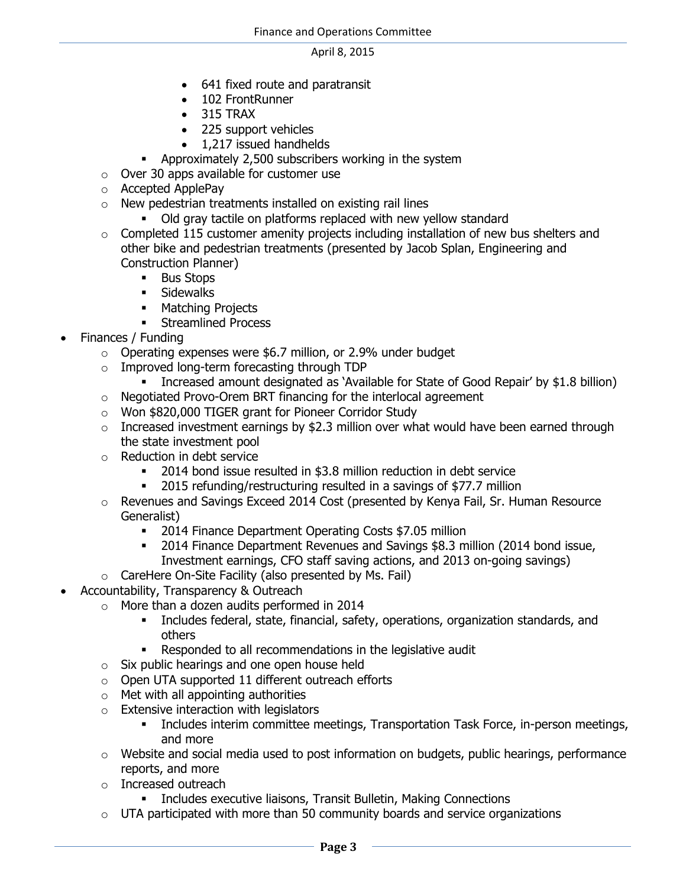- 641 fixed route and paratransit
            - 102 FrontRunner
            - 315 TRAX
            - 225 support vehicles
            - 1,217 issued handhelds
        - Approximately 2,500 subscribers working in the system
    - Over 30 apps available for customer use
    - Accepted ApplePay
    - New pedestrian treatments installed on existing rail lines
        - Old gray tactile on platforms replaced with new yellow standard
    - Completed 115 customer amenity projects including installation of new bus shelters and other bike and pedestrian treatments (presented by Jacob Splan, Engineering and Construction Planner)
        - Bus Stops
        - Sidewalks
        - Matching Projects
        - Streamlined Process
- Finances / Funding
    - Operating expenses were $6.7 million, or 2.9% under budget
    - Improved long-term forecasting through TDP
        - Increased amount designated as 'Available for State of Good Repair' by $1.8 billion)
    - Negotiated Provo-Orem BRT financing for the interlocal agreement
    - Won $820,000 TIGER grant for Pioneer Corridor Study
    - Increased investment earnings by $2.3 million over what would have been earned through the state investment pool
    - Reduction in debt service
        - 2014 bond issue resulted in $3.8 million reduction in debt service
        - 2015 refunding/restructuring resulted in a savings of $77.7 million
    - Revenues and Savings Exceed 2014 Cost (presented by Kenya Fail, Sr. Human Resource Generalist)
        - 2014 Finance Department Operating Costs $7.05 million
        - 2014 Finance Department Revenues and Savings $8.3 million (2014 bond issue, Investment earnings, CFO staff saving actions, and 2013 on-going savings)
    - CareHere On-Site Facility (also presented by Ms. Fail)
- Accountability, Transparency & Outreach
    - More than a dozen audits performed in 2014
        - Includes federal, state, financial, safety, operations, organization standards, and others
        - Responded to all recommendations in the legislative audit
    - Six public hearings and one open house held
    - Open UTA supported 11 different outreach efforts
    - Met with all appointing authorities
    - Extensive interaction with legislators
        - Includes interim committee meetings, Transportation Task Force, in-person meetings, and more
    - Website and social media used to post information on budgets, public hearings, performance reports, and more
    - Increased outreach
        - Includes executive liaisons, Transit Bulletin, Making Connections
    - UTA participated with more than 50 community boards and service organizations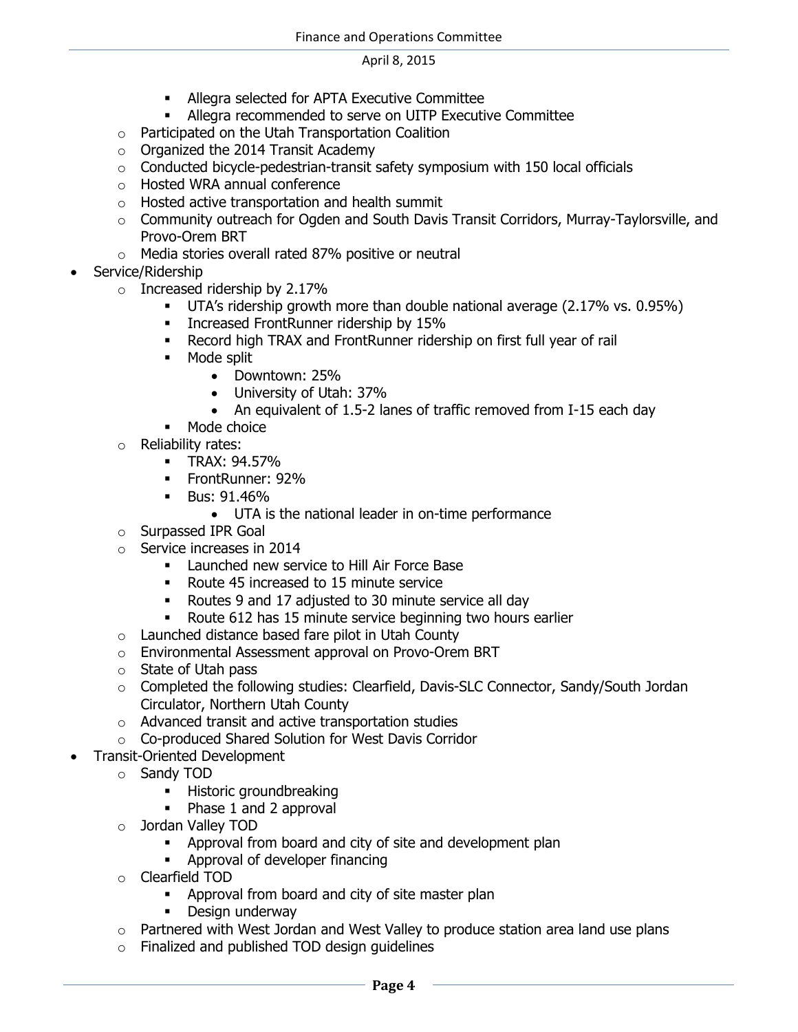- Allegra selected for APTA Executive Committee
        - Allegra recommended to serve on UITP Executive Committee
    - Participated on the Utah Transportation Coalition
    - Organized the 2014 Transit Academy
    - Conducted bicycle-pedestrian-transit safety symposium with 150 local officials
    - Hosted WRA annual conference
    - Hosted active transportation and health summit
    - Community outreach for Ogden and South Davis Transit Corridors, Murray-Taylorsville, and Provo-Orem BRT
    - Media stories overall rated 87% positive or neutral
- Service/Ridership
    - Increased ridership by 2.17%
        - UTA's ridership growth more than double national average (2.17% vs. 0.95%)
        - Increased FrontRunner ridership by 15%
        - Record high TRAX and FrontRunner ridership on first full year of rail
        - Mode split
            - Downtown: 25%
            - University of Utah: 37%
            - An equivalent of 1.5-2 lanes of traffic removed from I-15 each day
        - Mode choice
    - Reliability rates:
        - TRAX: 94.57%
        - FrontRunner: 92%
        - Bus: 91.46%
            - UTA is the national leader in on-time performance
    - Surpassed IPR Goal
    - Service increases in 2014
        - Launched new service to Hill Air Force Base
        - Route 45 increased to 15 minute service
        - Routes 9 and 17 adjusted to 30 minute service all day
        - Route 612 has 15 minute service beginning two hours earlier
    - Launched distance based fare pilot in Utah County
    - Environmental Assessment approval on Provo-Orem BRT
    - State of Utah pass
    - Completed the following studies: Clearfield, Davis-SLC Connector, Sandy/South Jordan Circulator, Northern Utah County
    - Advanced transit and active transportation studies
    - Co-produced Shared Solution for West Davis Corridor
- Transit-Oriented Development
    - Sandy TOD
        - Historic groundbreaking
        - Phase 1 and 2 approval
    - Jordan Valley TOD
        - Approval from board and city of site and development plan
        - Approval of developer financing
    - Clearfield TOD
        - Approval from board and city of site master plan
        - Design underway
    - Partnered with West Jordan and West Valley to produce station area land use plans
    - Finalized and published TOD design guidelines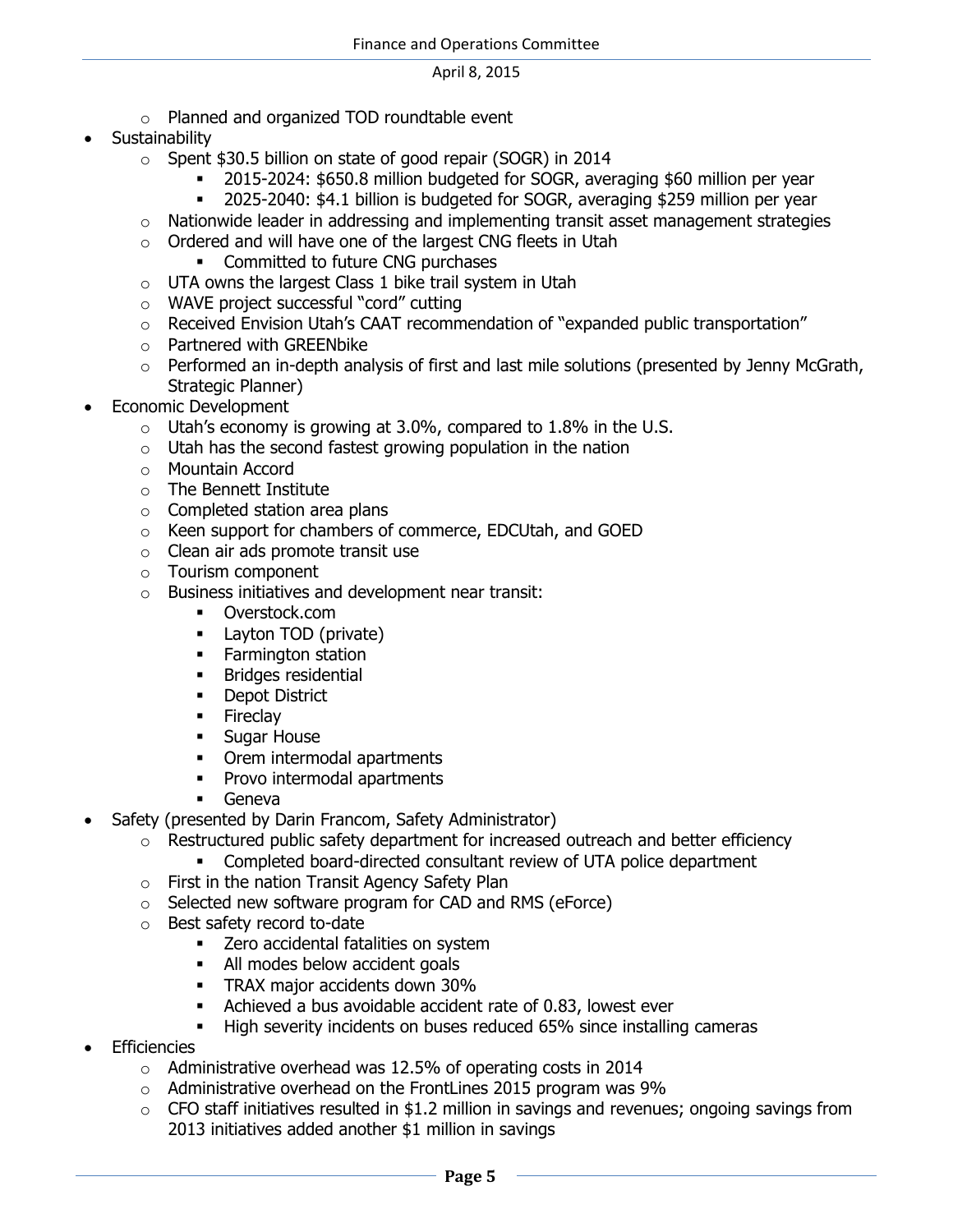- Planned and organized TOD roundtable event
- Sustainability
  - Spent $30.5 billion on state of good repair (SOGR) in 2014
    - 2015-2024: $650.8 million budgeted for SOGR, averaging $60 million per year
    - 2025-2040: $4.1 billion is budgeted for SOGR, averaging $259 million per year
  - Nationwide leader in addressing and implementing transit asset management strategies
  - Ordered and will have one of the largest CNG fleets in Utah
    - Committed to future CNG purchases
  - UTA owns the largest Class 1 bike trail system in Utah
  - WAVE project successful "cord" cutting
  - Received Envision Utah's CAAT recommendation of "expanded public transportation"
  - Partnered with GREENbike
  - Performed an in-depth analysis of first and last mile solutions (presented by Jenny McGrath, Strategic Planner)
- Economic Development
  - Utah's economy is growing at 3.0%, compared to 1.8% in the U.S.
  - Utah has the second fastest growing population in the nation
  - Mountain Accord
  - The Bennett Institute
  - Completed station area plans
  - Keen support for chambers of commerce, EDCUtah, and GOED
  - Clean air ads promote transit use
  - Tourism component
  - Business initiatives and development near transit:
    - Overstock.com
    - Layton TOD (private)
    - Farmington station
    - Bridges residential
    - Depot District
    - Fireclay
    - Sugar House
    - Orem intermodal apartments
    - Provo intermodal apartments
    - Geneva
- Safety (presented by Darin Francom, Safety Administrator)
  - Restructured public safety department for increased outreach and better efficiency
    - Completed board-directed consultant review of UTA police department
  - First in the nation Transit Agency Safety Plan
  - Selected new software program for CAD and RMS (eForce)
  - Best safety record to-date
    - Zero accidental fatalities on system
    - All modes below accident goals
    - TRAX major accidents down 30%
    - Achieved a bus avoidable accident rate of 0.83, lowest ever
    - High severity incidents on buses reduced 65% since installing cameras
- Efficiencies
  - Administrative overhead was 12.5% of operating costs in 2014
  - Administrative overhead on the FrontLines 2015 program was 9%
  - CFO staff initiatives resulted in $1.2 million in savings and revenues; ongoing savings from 2013 initiatives added another $1 million in savings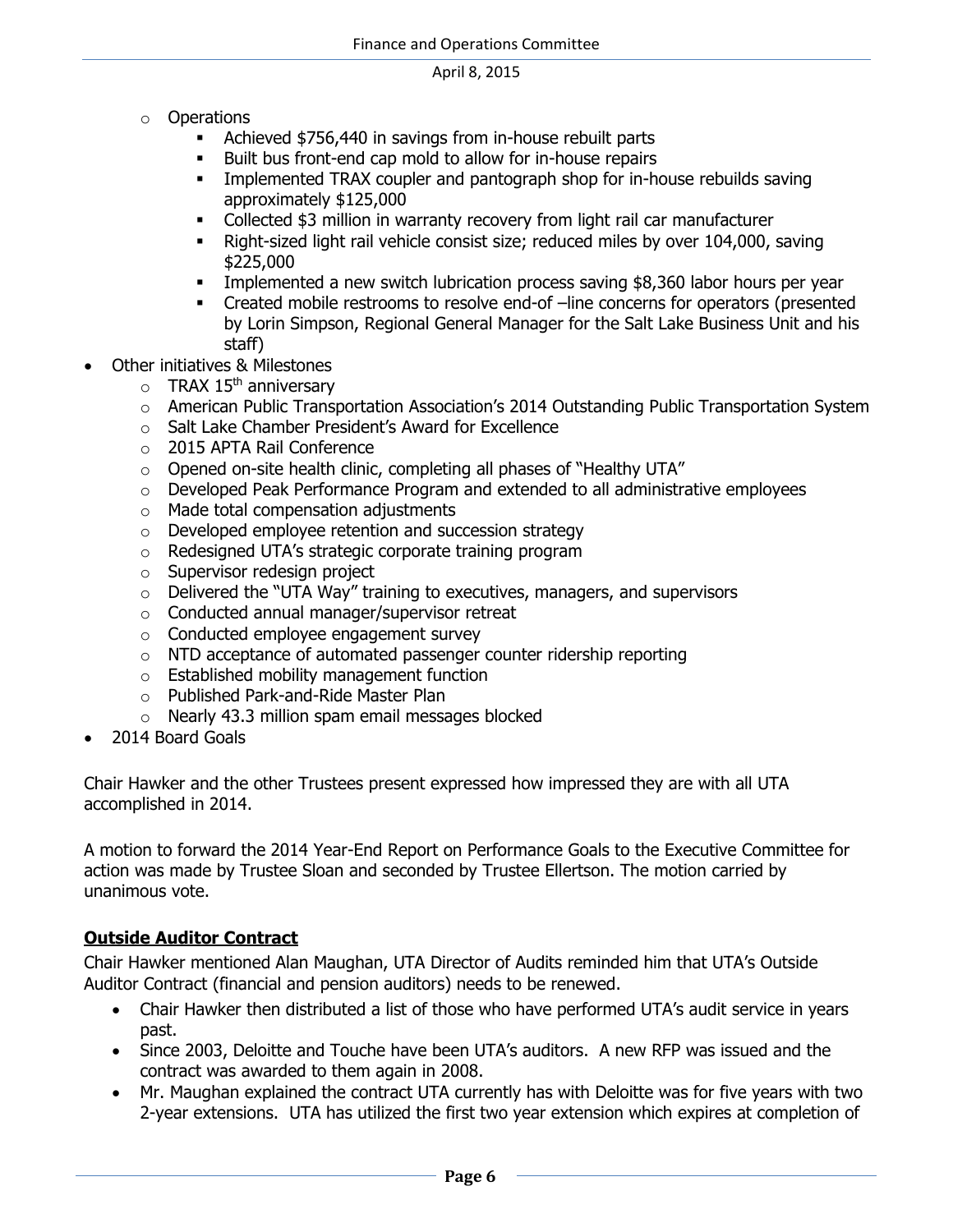- Operations
    - Achieved $756,440 in savings from in-house rebuilt parts
    - Built bus front-end cap mold to allow for in-house repairs
    - Implemented TRAX coupler and pantograph shop for in-house rebuilds saving approximately $125,000
    - Collected $3 million in warranty recovery from light rail car manufacturer
    - Right-sized light rail vehicle consist size; reduced miles by over 104,000, saving $225,000
    - Implemented a new switch lubrication process saving $8,360 labor hours per year
    - Created mobile restrooms to resolve end-of –line concerns for operators (presented by Lorin Simpson, Regional General Manager for the Salt Lake Business Unit and his staff)
- Other initiatives & Milestones
    - TRAX 15th anniversary
    - American Public Transportation Association's 2014 Outstanding Public Transportation System
    - Salt Lake Chamber President's Award for Excellence
    - 2015 APTA Rail Conference
    - Opened on-site health clinic, completing all phases of "Healthy UTA"
    - Developed Peak Performance Program and extended to all administrative employees
    - Made total compensation adjustments
    - Developed employee retention and succession strategy
    - Redesigned UTA's strategic corporate training program
    - Supervisor redesign project
    - Delivered the "UTA Way" training to executives, managers, and supervisors
    - Conducted annual manager/supervisor retreat
    - Conducted employee engagement survey
    - NTD acceptance of automated passenger counter ridership reporting
    - Established mobility management function
    - Published Park-and-Ride Master Plan
    - Nearly 43.3 million spam email messages blocked
- 2014 Board Goals

Chair Hawker and the other Trustees present expressed how impressed they are with all UTA accomplished in 2014.

A motion to forward the 2014 Year-End Report on Performance Goals to the Executive Committee for action was made by Trustee Sloan and seconded by Trustee Ellertson. The motion carried by unanimous vote.

**Outside Auditor Contract**

Chair Hawker mentioned Alan Maughan, UTA Director of Audits reminded him that UTA's Outside Auditor Contract (financial and pension auditors) needs to be renewed.

- Chair Hawker then distributed a list of those who have performed UTA's audit service in years past.
- Since 2003, Deloitte and Touche have been UTA's auditors. A new RFP was issued and the contract was awarded to them again in 2008.
- Mr. Maughan explained the contract UTA currently has with Deloitte was for five years with two 2-year extensions. UTA has utilized the first two year extension which expires at completion of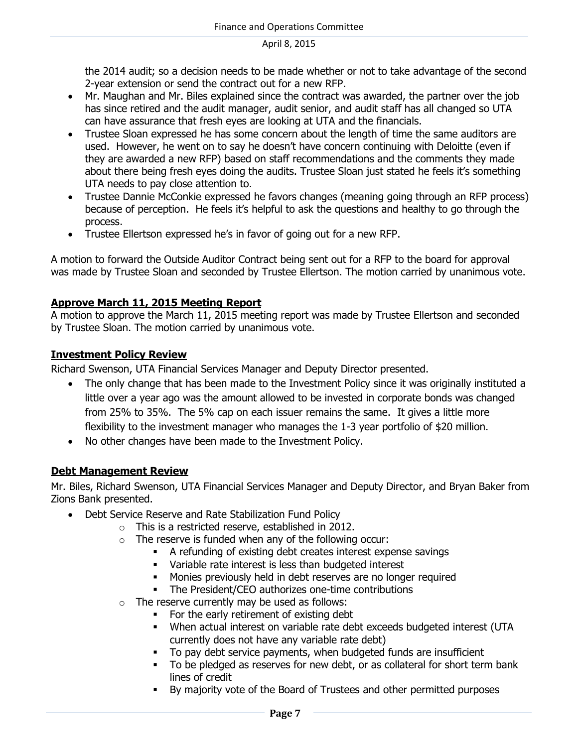the 2014 audit; so a decision needs to be made whether or not to take advantage of the second 2-year extension or send the contract out for a new RFP.

- Mr. Maughan and Mr. Biles explained since the contract was awarded, the partner over the job has since retired and the audit manager, audit senior, and audit staff has all changed so UTA can have assurance that fresh eyes are looking at UTA and the financials.
- Trustee Sloan expressed he has some concern about the length of time the same auditors are used. However, he went on to say he doesn't have concern continuing with Deloitte (even if they are awarded a new RFP) based on staff recommendations and the comments they made about there being fresh eyes doing the audits. Trustee Sloan just stated he feels it's something UTA needs to pay close attention to.
- Trustee Dannie McConkie expressed he favors changes (meaning going through an RFP process) because of perception. He feels it's helpful to ask the questions and healthy to go through the process.
- Trustee Ellertson expressed he's in favor of going out for a new RFP.

A motion to forward the Outside Auditor Contract being sent out for a RFP to the board for approval was made by Trustee Sloan and seconded by Trustee Ellertson. The motion carried by unanimous vote.

## Approve March 11, 2015 Meeting Report

A motion to approve the March 11, 2015 meeting report was made by Trustee Ellertson and seconded by Trustee Sloan. The motion carried by unanimous vote.

## Investment Policy Review

Richard Swenson, UTA Financial Services Manager and Deputy Director presented.

- The only change that has been made to the Investment Policy since it was originally instituted a little over a year ago was the amount allowed to be invested in corporate bonds was changed from 25% to 35%. The 5% cap on each issuer remains the same. It gives a little more flexibility to the investment manager who manages the 1-3 year portfolio of $20 million.
- No other changes have been made to the Investment Policy.

## Debt Management Review

Mr. Biles, Richard Swenson, UTA Financial Services Manager and Deputy Director, and Bryan Baker from Zions Bank presented.

- Debt Service Reserve and Rate Stabilization Fund Policy
  - This is a restricted reserve, established in 2012.
  - The reserve is funded when any of the following occur:
    - A refunding of existing debt creates interest expense savings
    - Variable rate interest is less than budgeted interest
    - Monies previously held in debt reserves are no longer required
    - The President/CEO authorizes one-time contributions
  - The reserve currently may be used as follows:
    - For the early retirement of existing debt
    - When actual interest on variable rate debt exceeds budgeted interest (UTA currently does not have any variable rate debt)
    - To pay debt service payments, when budgeted funds are insufficient
    - To be pledged as reserves for new debt, or as collateral for short term bank lines of credit
    - By majority vote of the Board of Trustees and other permitted purposes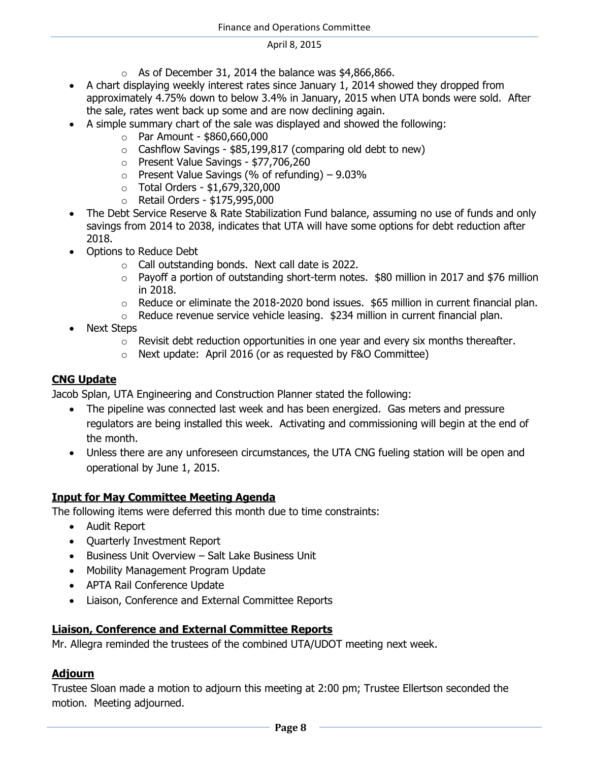- As of December 31, 2014 the balance was $4,866,866.

- A chart displaying weekly interest rates since January 1, 2014 showed they dropped from approximately 4.75% down to below 3.4% in January, 2015 when UTA bonds were sold. After the sale, rates went back up some and are now declining again.
- A simple summary chart of the sale was displayed and showed the following:
  - Par Amount - $860,660,000
  - Cashflow Savings - $85,199,817 (comparing old debt to new)
  - Present Value Savings - $77,706,260
  - Present Value Savings (% of refunding) – 9.03%
  - Total Orders - $1,679,320,000
  - Retail Orders - $175,995,000
- The Debt Service Reserve & Rate Stabilization Fund balance, assuming no use of funds and only savings from 2014 to 2038, indicates that UTA will have some options for debt reduction after 2018.
- Options to Reduce Debt
  - Call outstanding bonds. Next call date is 2022.
  - Payoff a portion of outstanding short-term notes. $80 million in 2017 and $76 million in 2018.
  - Reduce or eliminate the 2018-2020 bond issues. $65 million in current financial plan.
  - Reduce revenue service vehicle leasing. $234 million in current financial plan.
- Next Steps
  - Revisit debt reduction opportunities in one year and every six months thereafter.
  - Next update: April 2016 (or as requested by F&O Committee)

## CNG Update

Jacob Splan, UTA Engineering and Construction Planner stated the following:

- The pipeline was connected last week and has been energized. Gas meters and pressure regulators are being installed this week. Activating and commissioning will begin at the end of the month.
- Unless there are any unforeseen circumstances, the UTA CNG fueling station will be open and operational by June 1, 2015.

## Input for May Committee Meeting Agenda

The following items were deferred this month due to time constraints:

- Audit Report
- Quarterly Investment Report
- Business Unit Overview – Salt Lake Business Unit
- Mobility Management Program Update
- APTA Rail Conference Update
- Liaison, Conference and External Committee Reports

## Liaison, Conference and External Committee Reports

Mr. Allegra reminded the trustees of the combined UTA/UDOT meeting next week.

## Adjourn

Trustee Sloan made a motion to adjourn this meeting at 2:00 pm; Trustee Ellertson seconded the motion. Meeting adjourned.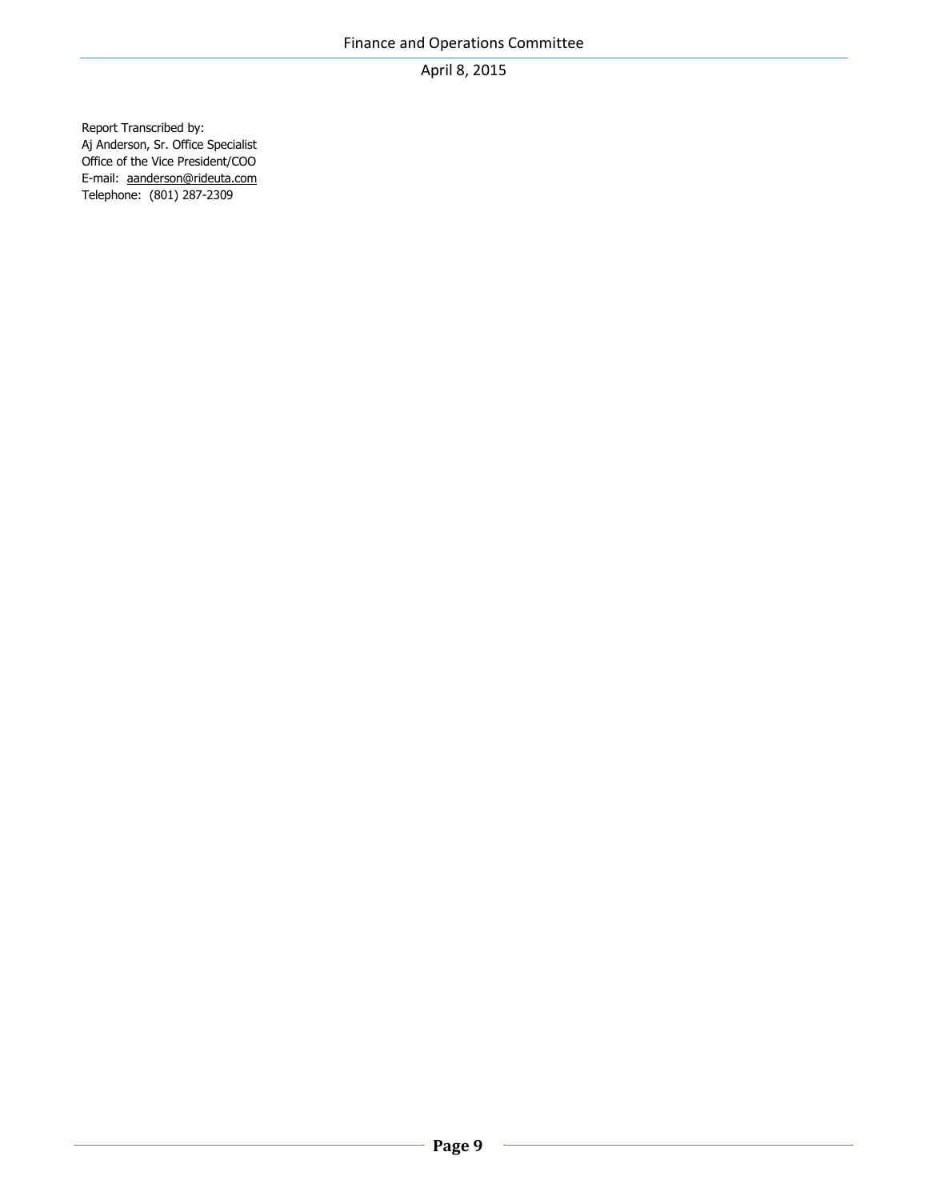Report Transcribed by:
Aj Anderson, Sr. Office Specialist
Office of the Vice President/COO
E-mail: aanderson@rideuta.com
Telephone: (801) 287-2309